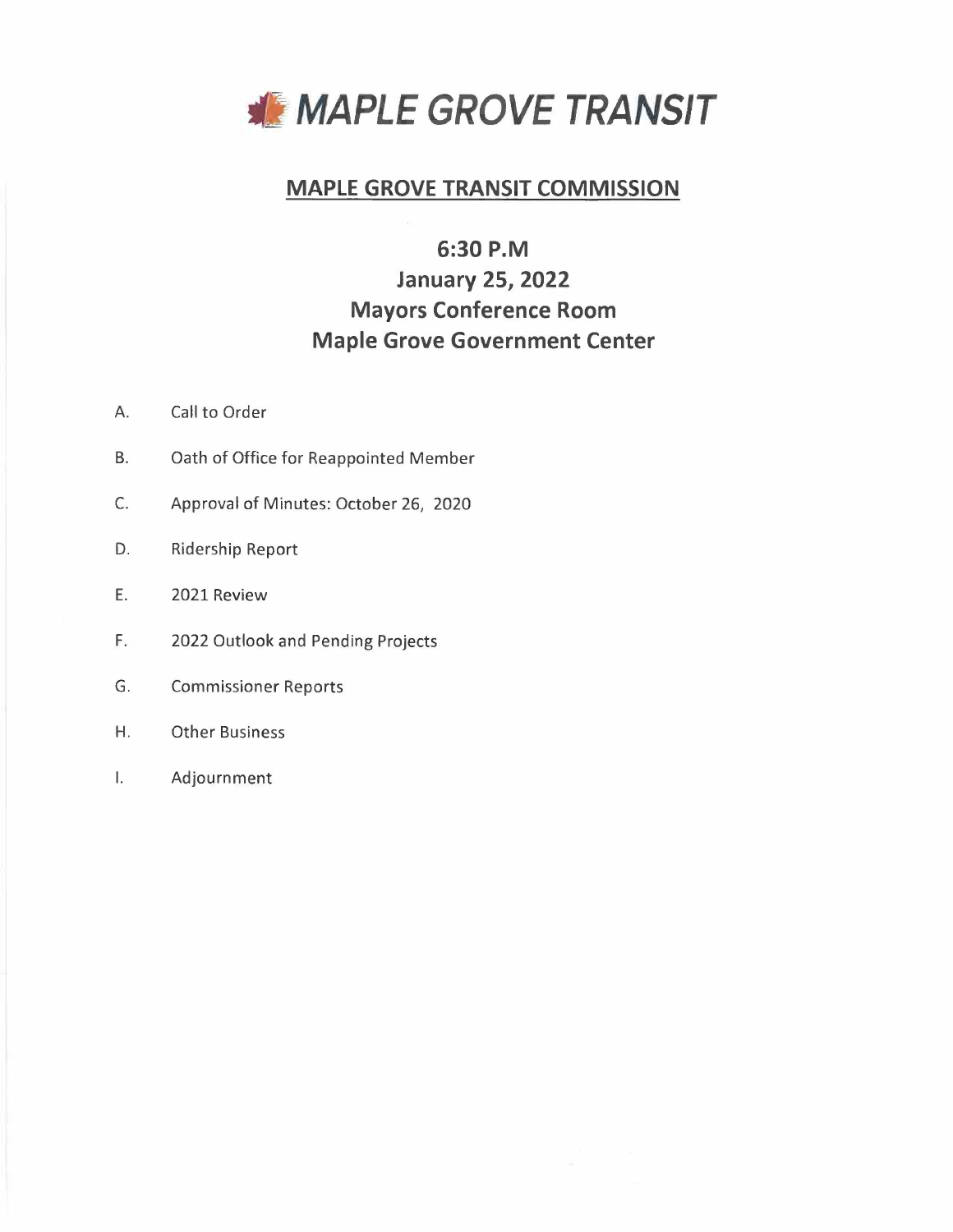# MAPLE GROVE TRANSIT

## MAPLE GROVE TRANSIT COMMISSION

### 6:30 P.M
### January 25, 2022
### Mayors Conference Room
### Maple Grove Government Center

A. Call to Order

B. Oath of Office for Reappointed Member

C. Approval of Minutes: October 26, 2020

D. Ridership Report

E. 2021 Review

F. 2022 Outlook and Pending Projects

G. Commissioner Reports

H. Other Business

I. Adjournment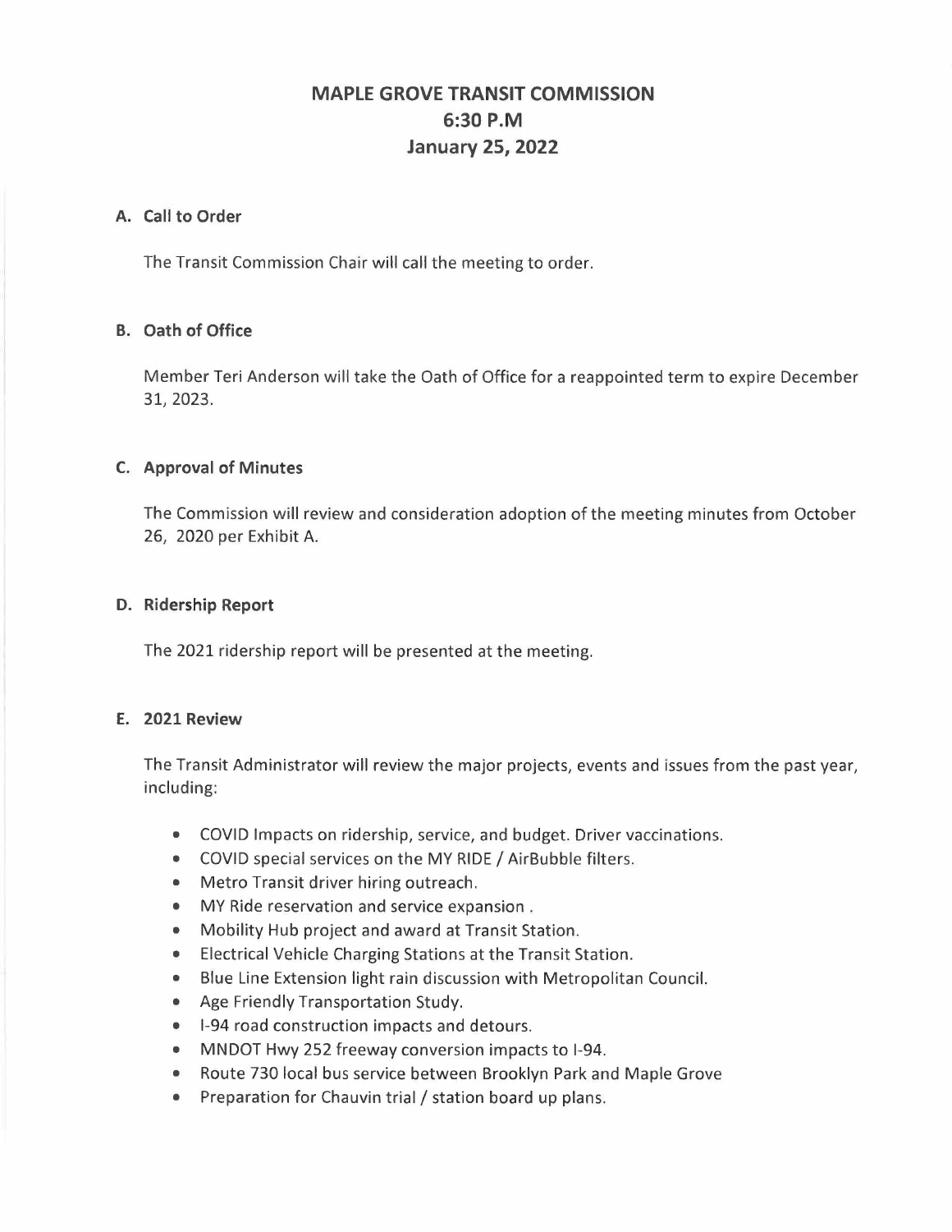# MAPLE GROVE TRANSIT COMMISSION
## 6:30 P.M
## January 25, 2022

### A. Call to Order

The Transit Commission Chair will call the meeting to order.

### B. Oath of Office

Member Teri Anderson will take the Oath of Office for a reappointed term to expire December 31, 2023.

### C. Approval of Minutes

The Commission will review and consideration adoption of the meeting minutes from October 26, 2020 per Exhibit A.

### D. Ridership Report

The 2021 ridership report will be presented at the meeting.

### E. 2021 Review

The Transit Administrator will review the major projects, events and issues from the past year, including:

- COVID Impacts on ridership, service, and budget. Driver vaccinations.
- COVID special services on the MY RIDE / AirBubble filters.
- Metro Transit driver hiring outreach.
- MY Ride reservation and service expansion .
- Mobility Hub project and award at Transit Station.
- Electrical Vehicle Charging Stations at the Transit Station.
- Blue Line Extension light rain discussion with Metropolitan Council.
- Age Friendly Transportation Study.
- I-94 road construction impacts and detours.
- MNDOT Hwy 252 freeway conversion impacts to I-94.
- Route 730 local bus service between Brooklyn Park and Maple Grove
- Preparation for Chauvin trial / station board up plans.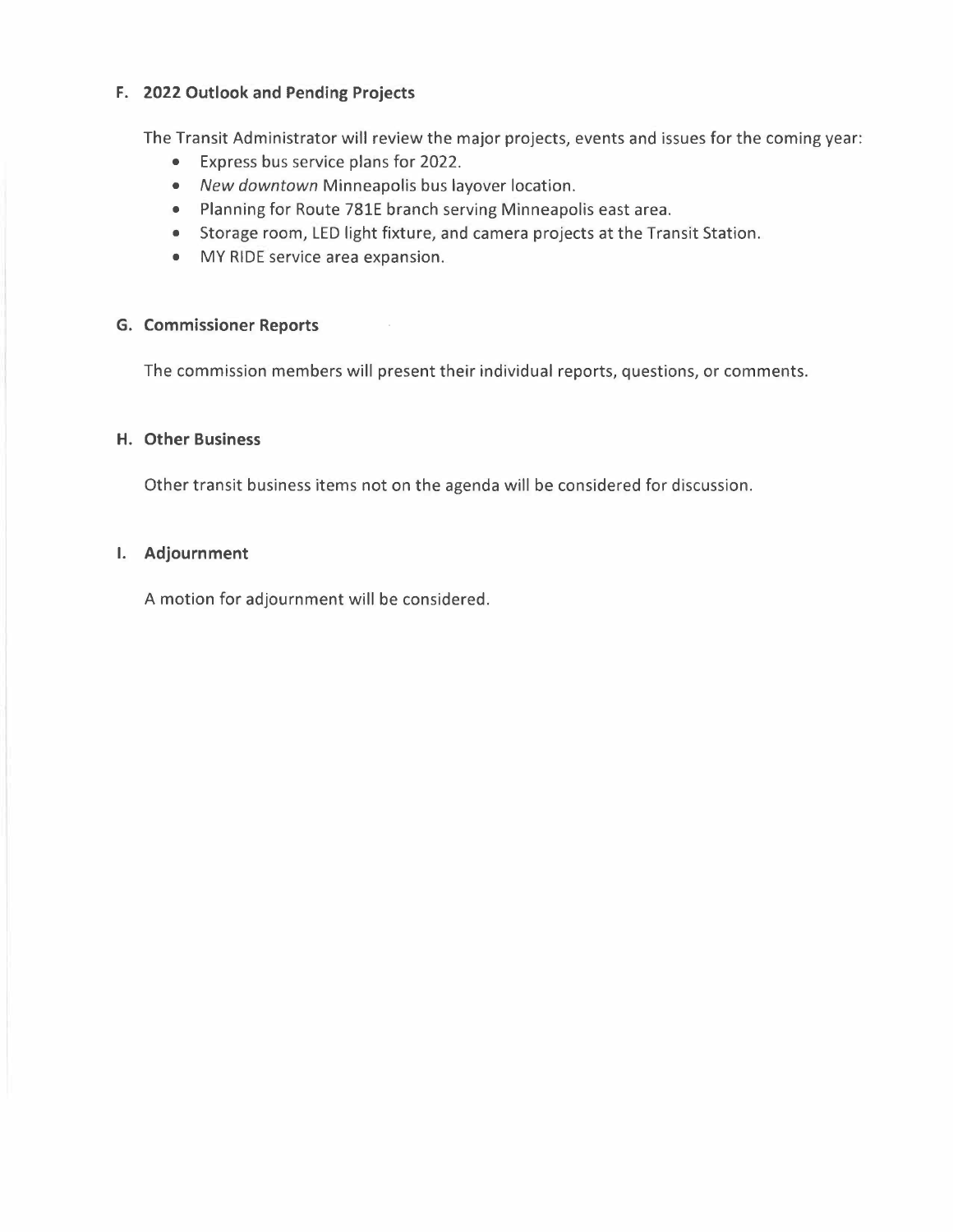### F. 2022 Outlook and Pending Projects

The Transit Administrator will review the major projects, events and issues for the coming year:

- Express bus service plans for 2022.
- *New downtown* Minneapolis bus layover location.
- Planning for Route 781E branch serving Minneapolis east area.
- Storage room, LED light fixture, and camera projects at the Transit Station.
- MY RIDE service area expansion.

### G. Commissioner Reports

The commission members will present their individual reports, questions, or comments.

### H. Other Business

Other transit business items not on the agenda will be considered for discussion.

### I. Adjournment

A motion for adjournment will be considered.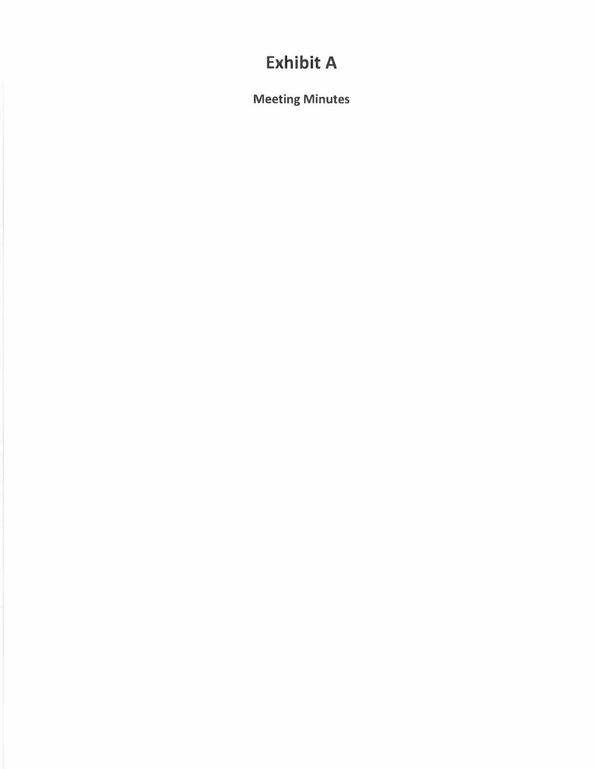# Exhibit A

## Meeting Minutes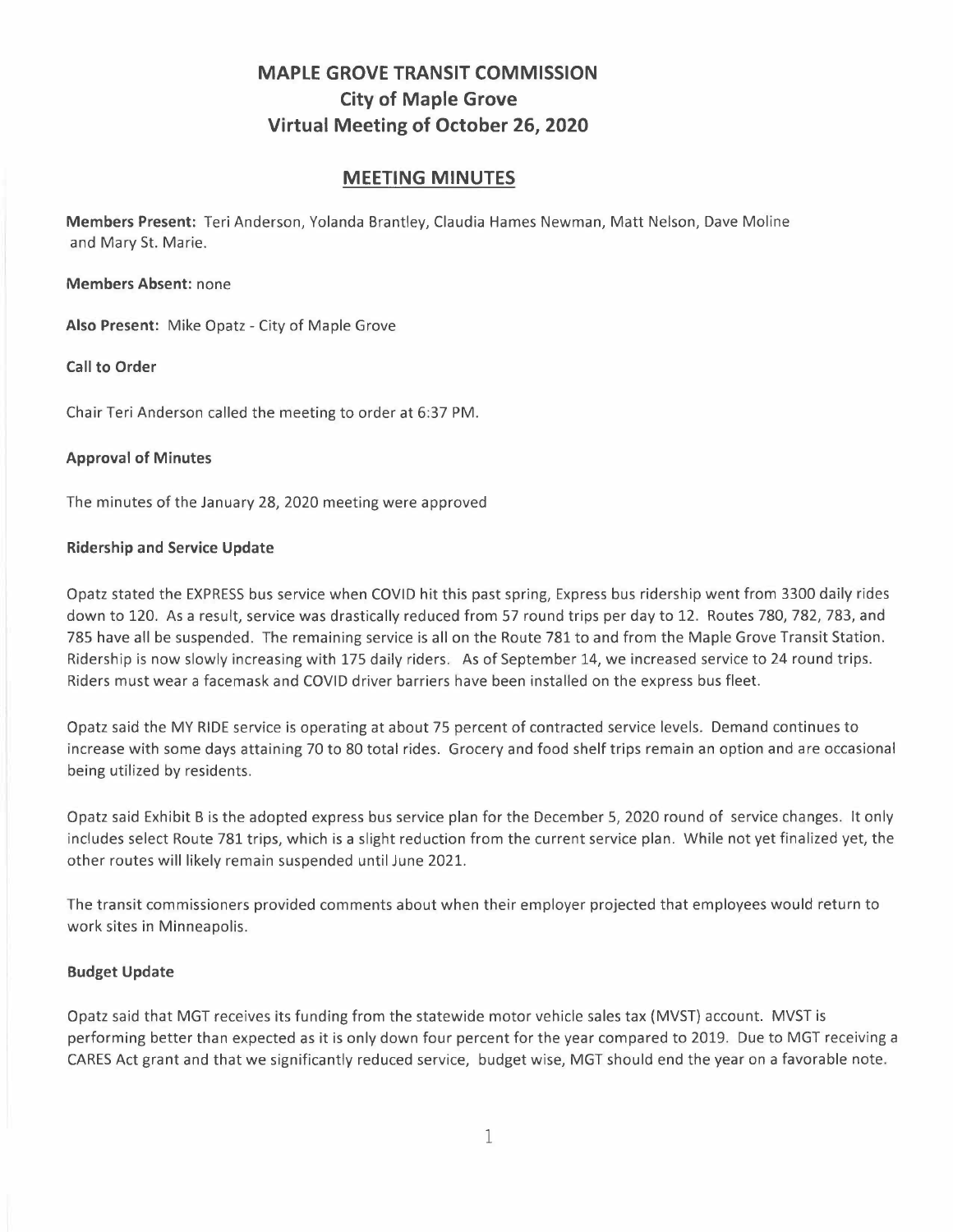# MAPLE GROVE TRANSIT COMMISSION
## City of Maple Grove
## Virtual Meeting of October 26, 2020

## MEETING MINUTES

**Members Present:** Teri Anderson, Yolanda Brantley, Claudia Hames Newman, Matt Nelson, Dave Moline and Mary St. Marie.

**Members Absent:** none

**Also Present:** Mike Opatz - City of Maple Grove

**Call to Order**

Chair Teri Anderson called the meeting to order at 6:37 PM.

**Approval of Minutes**

The minutes of the January 28, 2020 meeting were approved

**Ridership and Service Update**

Opatz stated the EXPRESS bus service when COVID hit this past spring, Express bus ridership went from 3300 daily rides down to 120. As a result, service was drastically reduced from 57 round trips per day to 12. Routes 780, 782, 783, and 785 have all be suspended. The remaining service is all on the Route 781 to and from the Maple Grove Transit Station. Ridership is now slowly increasing with 175 daily riders. As of September 14, we increased service to 24 round trips. Riders must wear a facemask and COVID driver barriers have been installed on the express bus fleet.

Opatz said the MY RIDE service is operating at about 75 percent of contracted service levels. Demand continues to increase with some days attaining 70 to 80 total rides. Grocery and food shelf trips remain an option and are occasional being utilized by residents.

Opatz said Exhibit B is the adopted express bus service plan for the December 5, 2020 round of service changes. It only includes select Route 781 trips, which is a slight reduction from the current service plan. While not yet finalized yet, the other routes will likely remain suspended until June 2021.

The transit commissioners provided comments about when their employer projected that employees would return to work sites in Minneapolis.

**Budget Update**

Opatz said that MGT receives its funding from the statewide motor vehicle sales tax (MVST) account. MVST is performing better than expected as it is only down four percent for the year compared to 2019. Due to MGT receiving a CARES Act grant and that we significantly reduced service, budget wise, MGT should end the year on a favorable note.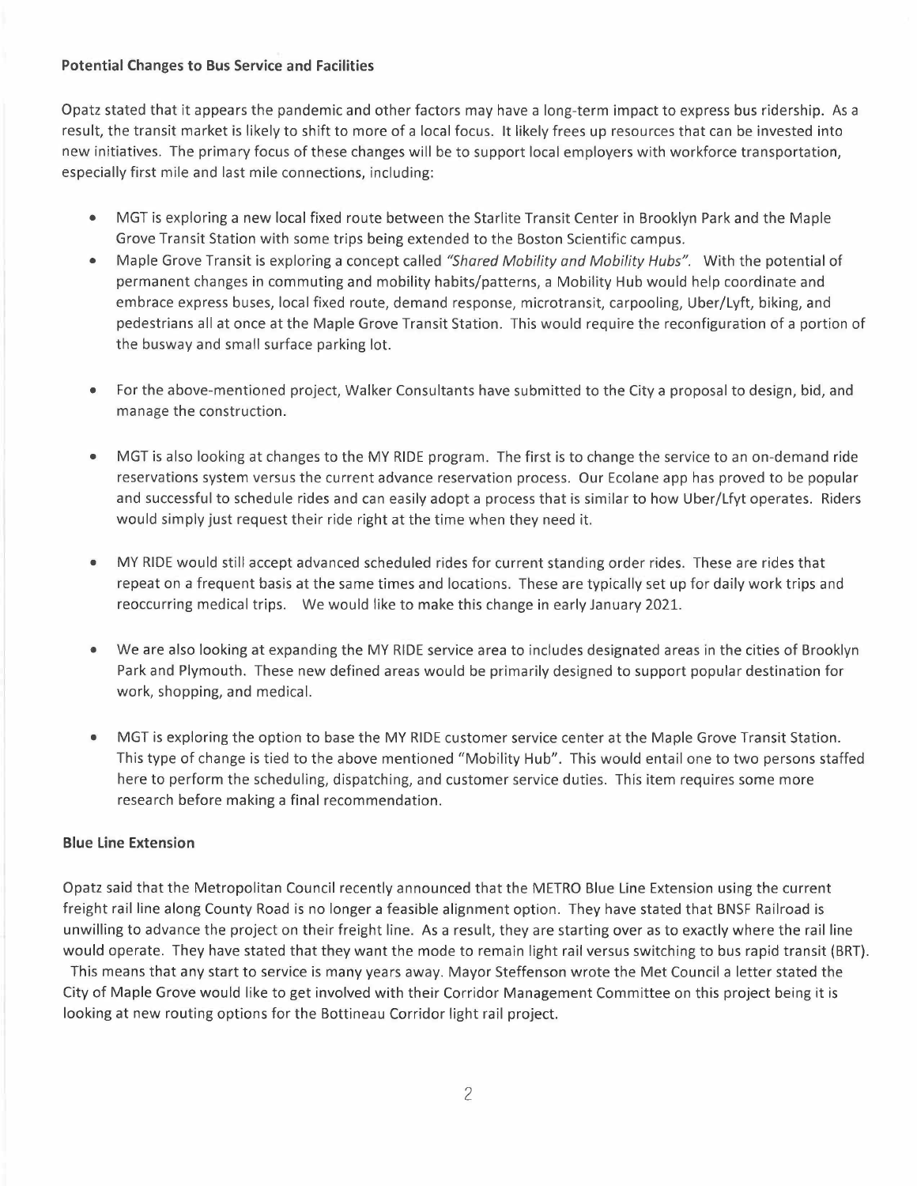### Potential Changes to Bus Service and Facilities

Opatz stated that it appears the pandemic and other factors may have a long-term impact to express bus ridership. As a result, the transit market is likely to shift to more of a local focus. It likely frees up resources that can be invested into new initiatives. The primary focus of these changes will be to support local employers with workforce transportation, especially first mile and last mile connections, including:

- MGT is exploring a new local fixed route between the Starlite Transit Center in Brooklyn Park and the Maple Grove Transit Station with some trips being extended to the Boston Scientific campus.
- Maple Grove Transit is exploring a concept called *"Shared Mobility and Mobility Hubs"*. With the potential of permanent changes in commuting and mobility habits/patterns, a Mobility Hub would help coordinate and embrace express buses, local fixed route, demand response, microtransit, carpooling, Uber/Lyft, biking, and pedestrians all at once at the Maple Grove Transit Station. This would require the reconfiguration of a portion of the busway and small surface parking lot.
- For the above-mentioned project, Walker Consultants have submitted to the City a proposal to design, bid, and manage the construction.
- MGT is also looking at changes to the MY RIDE program. The first is to change the service to an on-demand ride reservations system versus the current advance reservation process. Our Ecolane app has proved to be popular and successful to schedule rides and can easily adopt a process that is similar to how Uber/Lfyt operates. Riders would simply just request their ride right at the time when they need it.
- MY RIDE would still accept advanced scheduled rides for current standing order rides. These are rides that repeat on a frequent basis at the same times and locations. These are typically set up for daily work trips and reoccurring medical trips. We would like to make this change in early January 2021.
- We are also looking at expanding the MY RIDE service area to includes designated areas in the cities of Brooklyn Park and Plymouth. These new defined areas would be primarily designed to support popular destination for work, shopping, and medical.
- MGT is exploring the option to base the MY RIDE customer service center at the Maple Grove Transit Station. This type of change is tied to the above mentioned "Mobility Hub". This would entail one to two persons staffed here to perform the scheduling, dispatching, and customer service duties. This item requires some more research before making a final recommendation.

### Blue Line Extension

Opatz said that the Metropolitan Council recently announced that the METRO Blue Line Extension using the current freight rail line along County Road is no longer a feasible alignment option. They have stated that BNSF Railroad is unwilling to advance the project on their freight line. As a result, they are starting over as to exactly where the rail line would operate. They have stated that they want the mode to remain light rail versus switching to bus rapid transit (BRT). This means that any start to service is many years away. Mayor Steffenson wrote the Met Council a letter stated the City of Maple Grove would like to get involved with their Corridor Management Committee on this project being it is looking at new routing options for the Bottineau Corridor light rail project.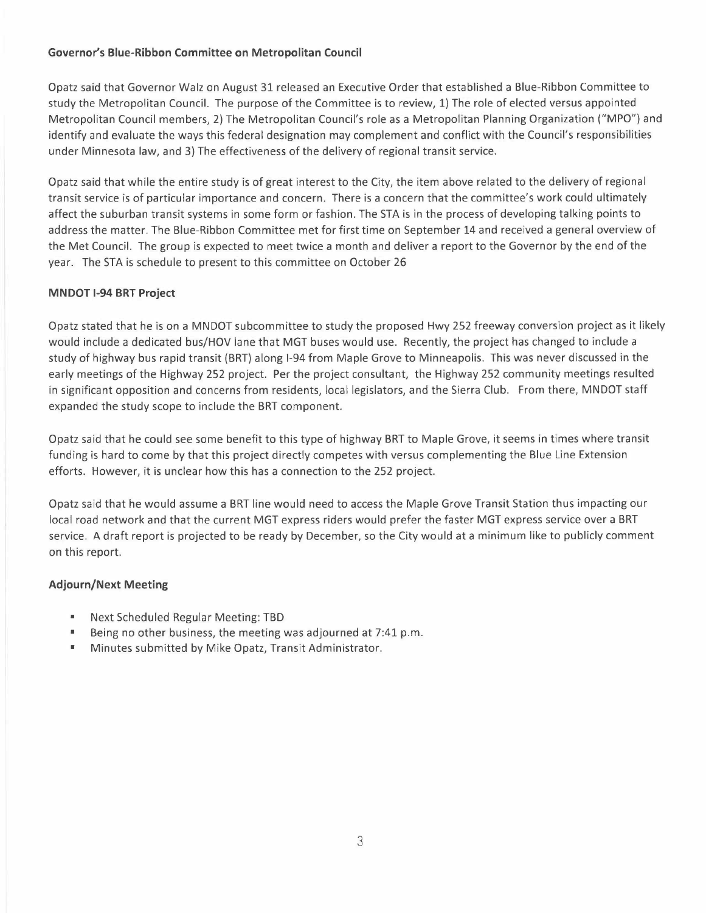**Governor's Blue-Ribbon Committee on Metropolitan Council**

Opatz said that Governor Walz on August 31 released an Executive Order that established a Blue-Ribbon Committee to study the Metropolitan Council. The purpose of the Committee is to review, 1) The role of elected versus appointed Metropolitan Council members, 2) The Metropolitan Council's role as a Metropolitan Planning Organization ("MPO") and identify and evaluate the ways this federal designation may complement and conflict with the Council's responsibilities under Minnesota law, and 3) The effectiveness of the delivery of regional transit service.

Opatz said that while the entire study is of great interest to the City, the item above related to the delivery of regional transit service is of particular importance and concern. There is a concern that the committee's work could ultimately affect the suburban transit systems in some form or fashion. The STA is in the process of developing talking points to address the matter. The Blue-Ribbon Committee met for first time on September 14 and received a general overview of the Met Council. The group is expected to meet twice a month and deliver a report to the Governor by the end of the year. The STA is schedule to present to this committee on October 26

**MNDOT I-94 BRT Project**

Opatz stated that he is on a MNDOT subcommittee to study the proposed Hwy 252 freeway conversion project as it likely would include a dedicated bus/HOV lane that MGT buses would use. Recently, the project has changed to include a study of highway bus rapid transit (BRT) along I-94 from Maple Grove to Minneapolis. This was never discussed in the early meetings of the Highway 252 project. Per the project consultant, the Highway 252 community meetings resulted in significant opposition and concerns from residents, local legislators, and the Sierra Club. From there, MNDOT staff expanded the study scope to include the BRT component.

Opatz said that he could see some benefit to this type of highway BRT to Maple Grove, it seems in times where transit funding is hard to come by that this project directly competes with versus complementing the Blue Line Extension efforts. However, it is unclear how this has a connection to the 252 project.

Opatz said that he would assume a BRT line would need to access the Maple Grove Transit Station thus impacting our local road network and that the current MGT express riders would prefer the faster MGT express service over a BRT service. A draft report is projected to be ready by December, so the City would at a minimum like to publicly comment on this report.

**Adjourn/Next Meeting**

- Next Scheduled Regular Meeting: TBD
- Being no other business, the meeting was adjourned at 7:41 p.m.
- Minutes submitted by Mike Opatz, Transit Administrator.